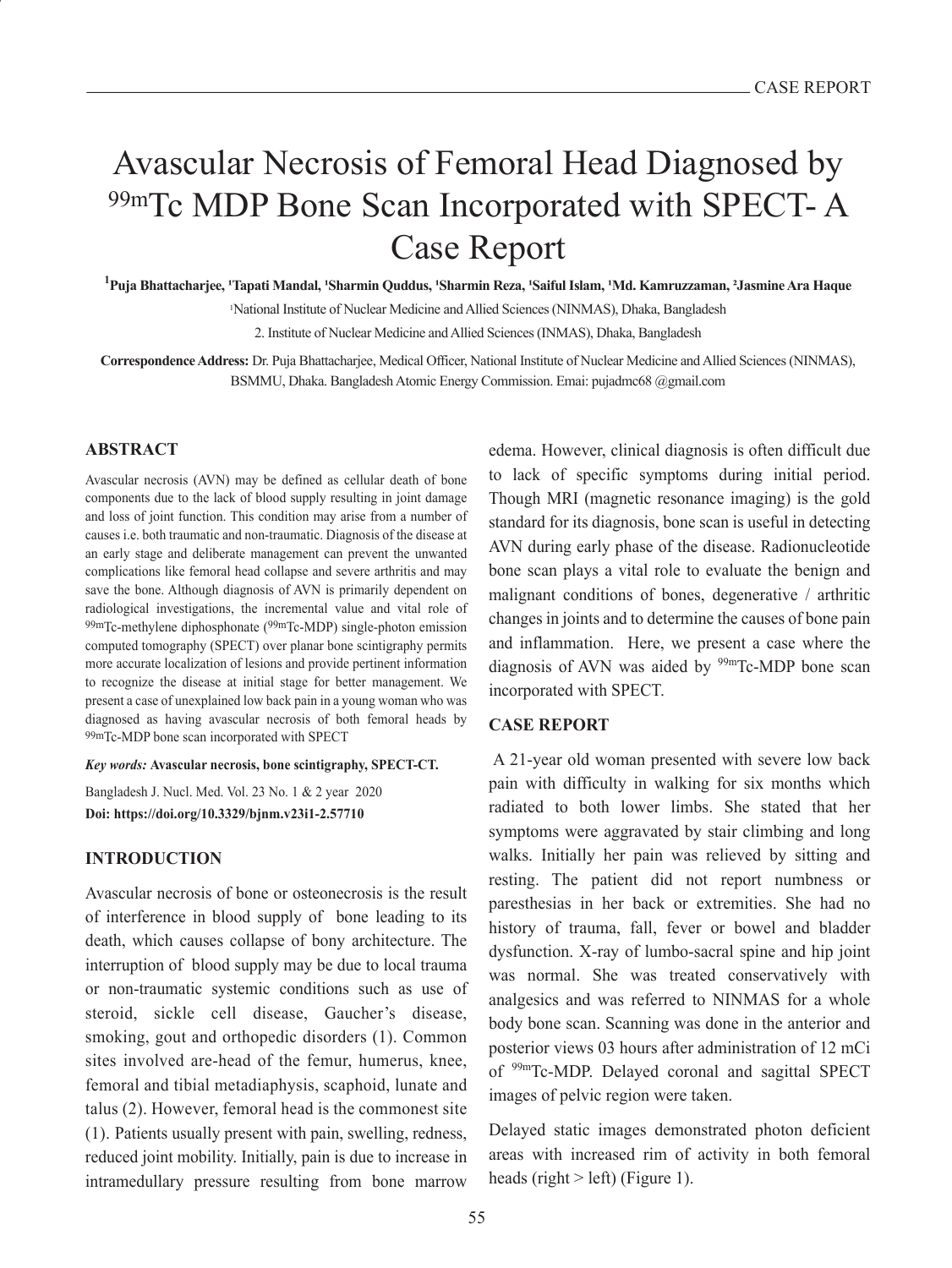# Avascular Necrosis of Femoral Head Diagnosed by $^{99m}$Tc MDP Bone Scan Incorporated with SPECT- A Case Report

**[1]Puja Bhattacharjee, [1]Tapati Mandal, [1]Sharmin Quddus, [1]Sharmin Reza, [1]Saiful Islam, [1]Md. Kamruzzaman, [2]Jasmine Ara Haque**

[1]National Institute of Nuclear Medicine and Allied Sciences (NINMAS), Dhaka, Bangladesh

2. Institute of Nuclear Medicine and Allied Sciences (INMAS), Dhaka, Bangladesh

**Correspondence Address:** Dr. Puja Bhattacharjee, Medical Officer, National Institute of Nuclear Medicine and Allied Sciences (NINMAS), BSMMU, Dhaka. Bangladesh Atomic Energy Commission. Emai: pujadmc68 @gmail.com

## ABSTRACT

Avascular necrosis (AVN) may be defined as cellular death of bone components due to the lack of blood supply resulting in joint damage and loss of joint function. This condition may arise from a number of causes i.e. both traumatic and non-traumatic. Diagnosis of the disease at an early stage and deliberate management can prevent the unwanted complications like femoral head collapse and severe arthritis and may save the bone. Although diagnosis of AVN is primarily dependent on radiological investigations, the incremental value and vital role of $^{99m}$Tc-methylene diphosphonate ($^{99m}$Tc-MDP) single-photon emission computed tomography (SPECT) over planar bone scintigraphy permits more accurate localization of lesions and provide pertinent information to recognize the disease at initial stage for better management. We present a case of unexplained low back pain in a young woman who was diagnosed as having avascular necrosis of both femoral heads by $^{99m}$Tc-MDP bone scan incorporated with SPECT

***Key words:*** **Avascular necrosis, bone scintigraphy, SPECT-CT.**

Bangladesh J. Nucl. Med. Vol. 23 No. 1 & 2 year 2020

**Doi: https://doi.org/10.3329/bjnm.v23i1-2.57710**

## INTRODUCTION

Avascular necrosis of bone or osteonecrosis is the result of interference in blood supply of bone leading to its death, which causes collapse of bony architecture. The interruption of blood supply may be due to local trauma or non-traumatic systemic conditions such as use of steroid, sickle cell disease, Gaucher's disease, smoking, gout and orthopedic disorders (1). Common sites involved are-head of the femur, humerus, knee, femoral and tibial metadiaphysis, scaphoid, lunate and talus (2). However, femoral head is the commonest site (1). Patients usually present with pain, swelling, redness, reduced joint mobility. Initially, pain is due to increase in intramedullary pressure resulting from bone marrow edema. However, clinical diagnosis is often difficult due to lack of specific symptoms during initial period. Though MRI (magnetic resonance imaging) is the gold standard for its diagnosis, bone scan is useful in detecting AVN during early phase of the disease. Radionucleotide bone scan plays a vital role to evaluate the benign and malignant conditions of bones, degenerative / arthritic changes in joints and to determine the causes of bone pain and inflammation. Here, we present a case where the diagnosis of AVN was aided by $^{99m}$Tc-MDP bone scan incorporated with SPECT.

## CASE REPORT

A 21-year old woman presented with severe low back pain with difficulty in walking for six months which radiated to both lower limbs. She stated that her symptoms were aggravated by stair climbing and long walks. Initially her pain was relieved by sitting and resting. The patient did not report numbness or paresthesias in her back or extremities. She had no history of trauma, fall, fever or bowel and bladder dysfunction. X-ray of lumbo-sacral spine and hip joint was normal. She was treated conservatively with analgesics and was referred to NINMAS for a whole body bone scan. Scanning was done in the anterior and posterior views 03 hours after administration of 12 mCi of $^{99m}$Tc-MDP. Delayed coronal and sagittal SPECT images of pelvic region were taken.

Delayed static images demonstrated photon deficient areas with increased rim of activity in both femoral heads (right > left) (Figure 1).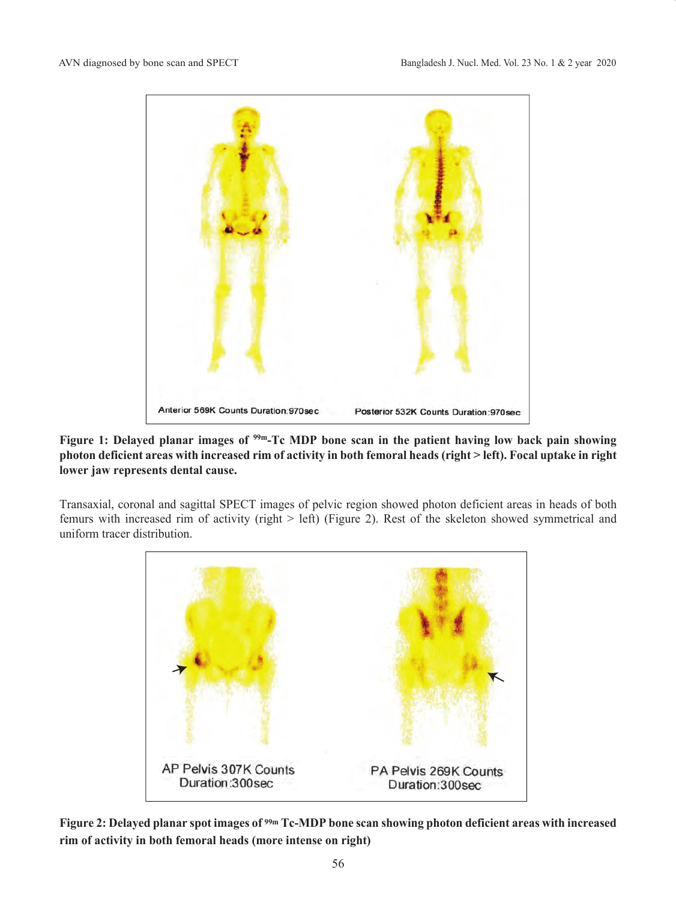**Figure 1: Delayed planar images of $^{99m}$-Tc MDP bone scan in the patient having low back pain showing photon deficient areas with increased rim of activity in both femoral heads (right > left). Focal uptake in right lower jaw represents dental cause.**

Transaxial, coronal and sagittal SPECT images of pelvic region showed photon deficient areas in heads of both femurs with increased rim of activity (right > left) (Figure 2). Rest of the skeleton showed symmetrical and uniform tracer distribution.

**Figure 2: Delayed planar spot images of $^{99m}$ Tc-MDP bone scan showing photon deficient areas with increased rim of activity in both femoral heads (more intense on right)**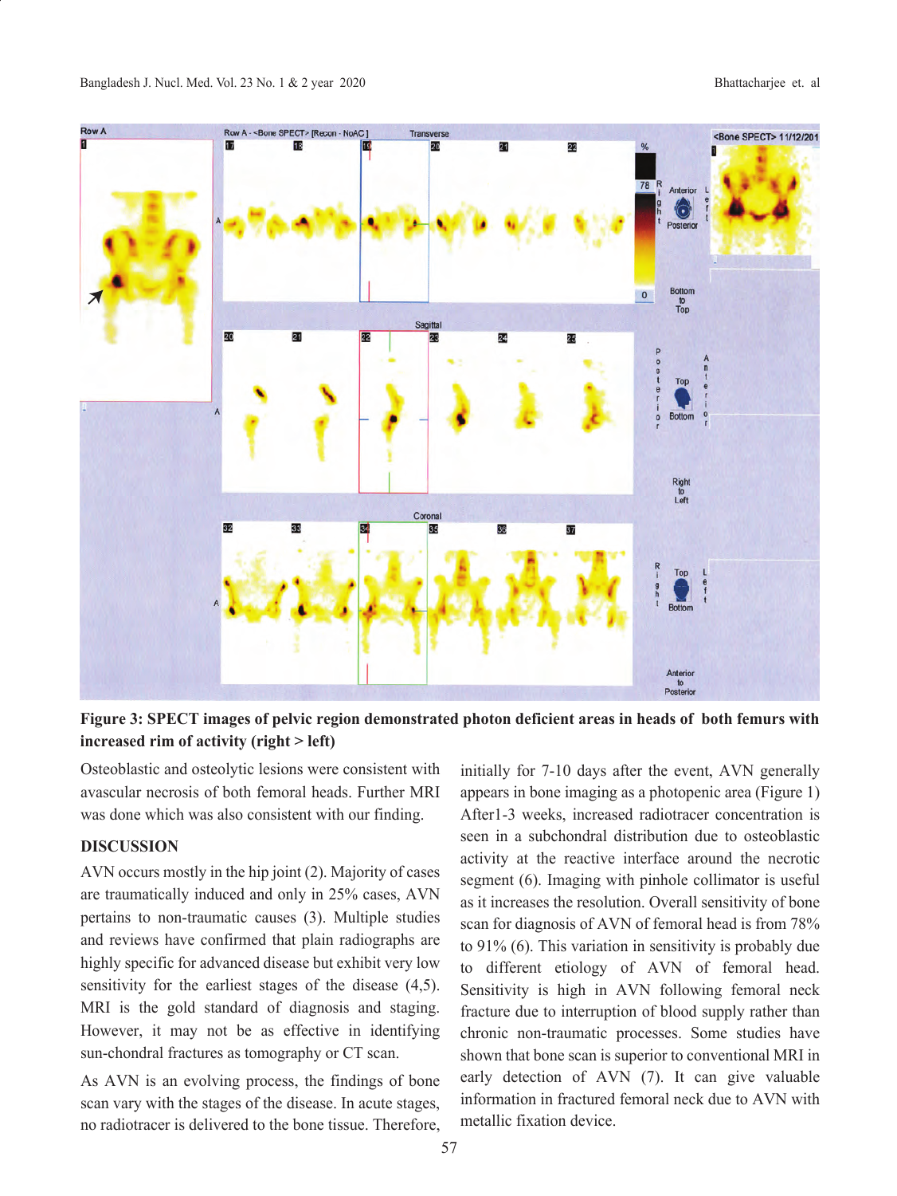**Figure 3: SPECT images of pelvic region demonstrated photon deficient areas in heads of both femurs with increased rim of activity (right > left)**

Osteoblastic and osteolytic lesions were consistent with avascular necrosis of both femoral heads. Further MRI was done which was also consistent with our finding.

## DISCUSSION

AVN occurs mostly in the hip joint (2). Majority of cases are traumatically induced and only in 25% cases, AVN pertains to non-traumatic causes (3). Multiple studies and reviews have confirmed that plain radiographs are highly specific for advanced disease but exhibit very low sensitivity for the earliest stages of the disease (4,5). MRI is the gold standard of diagnosis and staging. However, it may not be as effective in identifying sun-chondral fractures as tomography or CT scan.

As AVN is an evolving process, the findings of bone scan vary with the stages of the disease. In acute stages, no radiotracer is delivered to the bone tissue. Therefore, initially for 7-10 days after the event, AVN generally appears in bone imaging as a photopenic area (Figure 1) After1-3 weeks, increased radiotracer concentration is seen in a subchondral distribution due to osteoblastic activity at the reactive interface around the necrotic segment (6). Imaging with pinhole collimator is useful as it increases the resolution. Overall sensitivity of bone scan for diagnosis of AVN of femoral head is from 78% to 91% (6). This variation in sensitivity is probably due to different etiology of AVN of femoral head. Sensitivity is high in AVN following femoral neck fracture due to interruption of blood supply rather than chronic non-traumatic processes. Some studies have shown that bone scan is superior to conventional MRI in early detection of AVN (7). It can give valuable information in fractured femoral neck due to AVN with metallic fixation device.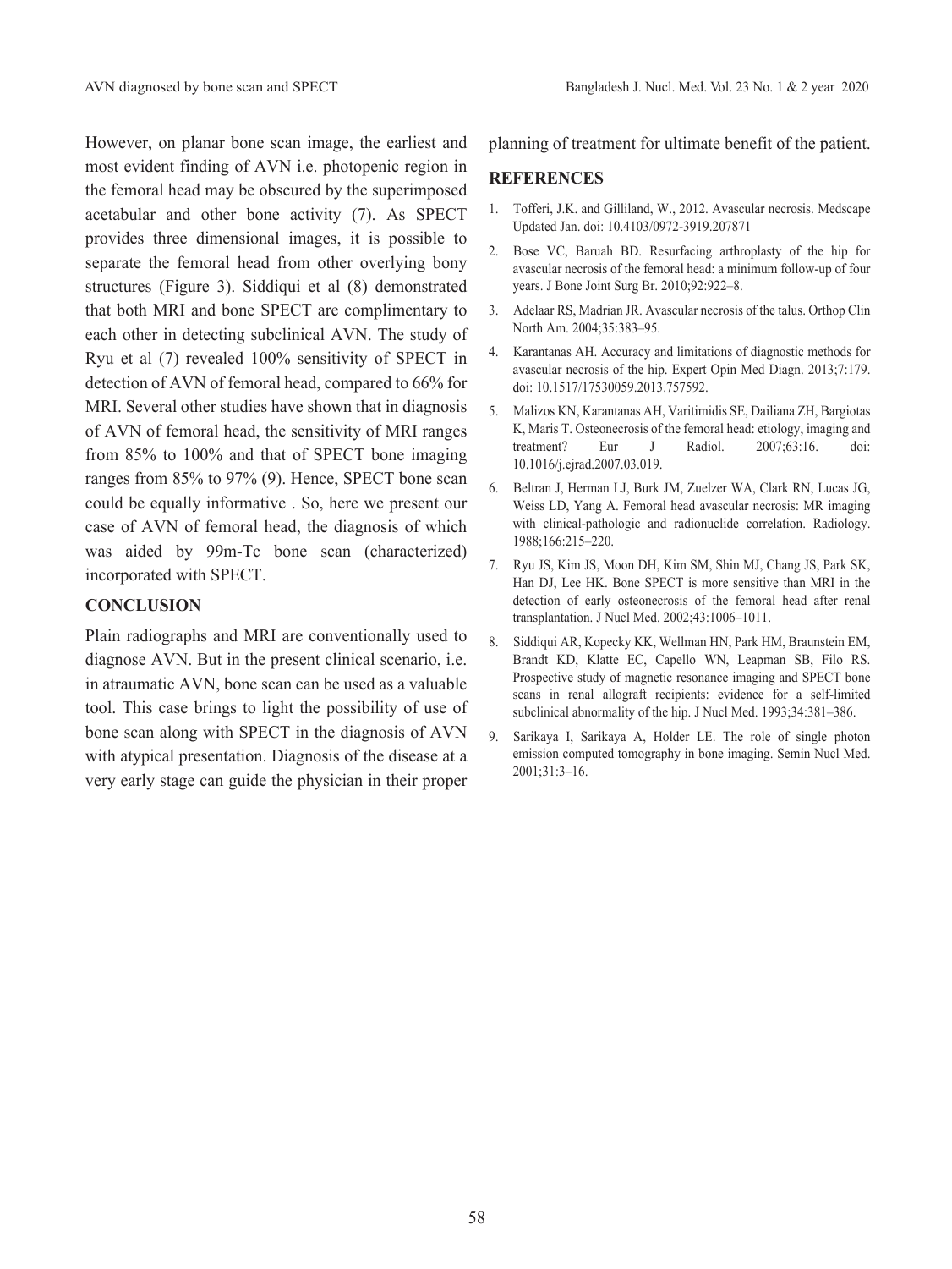However, on planar bone scan image, the earliest and most evident finding of AVN i.e. photopenic region in the femoral head may be obscured by the superimposed acetabular and other bone activity (7). As SPECT provides three dimensional images, it is possible to separate the femoral head from other overlying bony structures (Figure 3). Siddiqui et al (8) demonstrated that both MRI and bone SPECT are complimentary to each other in detecting subclinical AVN. The study of Ryu et al (7) revealed 100% sensitivity of SPECT in detection of AVN of femoral head, compared to 66% for MRI. Several other studies have shown that in diagnosis of AVN of femoral head, the sensitivity of MRI ranges from 85% to 100% and that of SPECT bone imaging ranges from 85% to 97% (9). Hence, SPECT bone scan could be equally informative . So, here we present our case of AVN of femoral head, the diagnosis of which was aided by 99m-Tc bone scan (characterized) incorporated with SPECT.

## CONCLUSION

Plain radiographs and MRI are conventionally used to diagnose AVN. But in the present clinical scenario, i.e. in atraumatic AVN, bone scan can be used as a valuable tool. This case brings to light the possibility of use of bone scan along with SPECT in the diagnosis of AVN with atypical presentation. Diagnosis of the disease at a very early stage can guide the physician in their proper planning of treatment for ultimate benefit of the patient.

## REFERENCES

1. Tofferi, J.K. and Gilliland, W., 2012. Avascular necrosis. Medscape Updated Jan. doi: 10.4103/0972-3919.207871
2. Bose VC, Baruah BD. Resurfacing arthroplasty of the hip for avascular necrosis of the femoral head: a minimum follow-up of four years. J Bone Joint Surg Br. 2010;92:922–8.
3. Adelaar RS, Madrian JR. Avascular necrosis of the talus. Orthop Clin North Am. 2004;35:383–95.
4. Karantanas AH. Accuracy and limitations of diagnostic methods for avascular necrosis of the hip. Expert Opin Med Diagn. 2013;7:179. doi: 10.1517/17530059.2013.757592.
5. Malizos KN, Karantanas AH, Varitimidis SE, Dailiana ZH, Bargiotas K, Maris T. Osteonecrosis of the femoral head: etiology, imaging and treatment? Eur J Radiol. 2007;63:16. doi: 10.1016/j.ejrad.2007.03.019.
6. Beltran J, Herman LJ, Burk JM, Zuelzer WA, Clark RN, Lucas JG, Weiss LD, Yang A. Femoral head avascular necrosis: MR imaging with clinical-pathologic and radionuclide correlation. Radiology. 1988;166:215–220.
7. Ryu JS, Kim JS, Moon DH, Kim SM, Shin MJ, Chang JS, Park SK, Han DJ, Lee HK. Bone SPECT is more sensitive than MRI in the detection of early osteonecrosis of the femoral head after renal transplantation. J Nucl Med. 2002;43:1006–1011.
8. Siddiqui AR, Kopecky KK, Wellman HN, Park HM, Braunstein EM, Brandt KD, Klatte EC, Capello WN, Leapman SB, Filo RS. Prospective study of magnetic resonance imaging and SPECT bone scans in renal allograft recipients: evidence for a self-limited subclinical abnormality of the hip. J Nucl Med. 1993;34:381–386.
9. Sarikaya I, Sarikaya A, Holder LE. The role of single photon emission computed tomography in bone imaging. Semin Nucl Med. 2001;31:3–16.